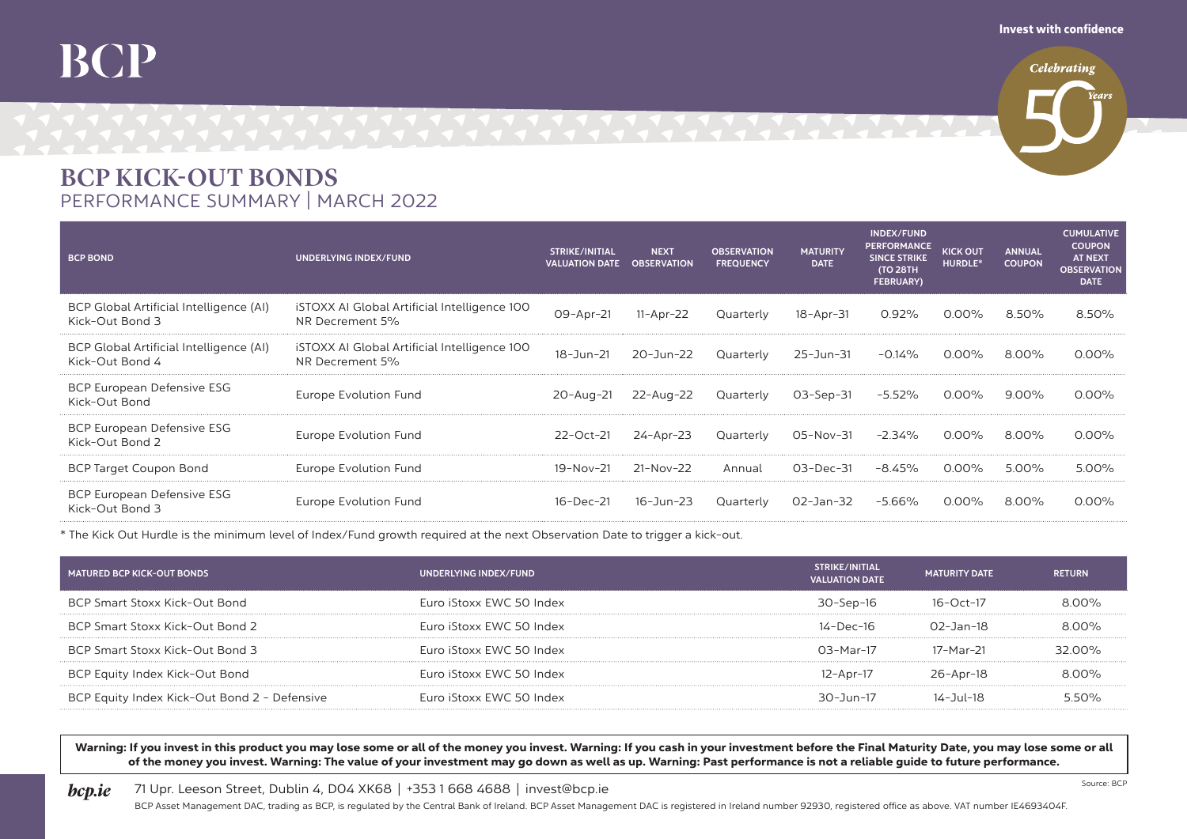BCP

Invest with confidence

Celebrating 50 Years

# BCP KICK-OUT BONDS
## PERFORMANCE SUMMARY | MARCH 2022

| BCP BOND | UNDERLYING INDEX/FUND | STRIKE/INITIAL VALUATION DATE | NEXT OBSERVATION | OBSERVATION FREQUENCY | MATURITY DATE | INDEX/FUND PERFORMANCE SINCE STRIKE (TO 28TH FEBRUARY) | KICK OUT HURDLE* | ANNUAL COUPON | CUMULATIVE COUPON AT NEXT OBSERVATION DATE |
|---|---|---|---|---|---|---|---|---|---|
| BCP Global Artificial Intelligence (AI) Kick-Out Bond 3 | iSTOXX AI Global Artificial Intelligence 100 NR Decrement 5% | 09-Apr-21 | 11-Apr-22 | Quarterly | 18-Apr-31 | 0.92% | 0.00% | 8.50% | 8.50% |
| BCP Global Artificial Intelligence (AI) Kick-Out Bond 4 | iSTOXX AI Global Artificial Intelligence 100 NR Decrement 5% | 18-Jun-21 | 20-Jun-22 | Quarterly | 25-Jun-31 | -0.14% | 0.00% | 8.00% | 0.00% |
| BCP European Defensive ESG Kick-Out Bond | Europe Evolution Fund | 20-Aug-21 | 22-Aug-22 | Quarterly | 03-Sep-31 | -5.52% | 0.00% | 9.00% | 0.00% |
| BCP European Defensive ESG Kick-Out Bond 2 | Europe Evolution Fund | 22-Oct-21 | 24-Apr-23 | Quarterly | 05-Nov-31 | -2.34% | 0.00% | 8.00% | 0.00% |
| BCP Target Coupon Bond | Europe Evolution Fund | 19-Nov-21 | 21-Nov-22 | Annual | 03-Dec-31 | -8.45% | 0.00% | 5.00% | 5.00% |
| BCP European Defensive ESG Kick-Out Bond 3 | Europe Evolution Fund | 16-Dec-21 | 16-Jun-23 | Quarterly | 02-Jan-32 | -5.66% | 0.00% | 8.00% | 0.00% |

* The Kick Out Hurdle is the minimum level of Index/Fund growth required at the next Observation Date to trigger a kick-out.

| MATURED BCP KICK-OUT BONDS | UNDERLYING INDEX/FUND | STRIKE/INITIAL VALUATION DATE | MATURITY DATE | RETURN |
|---|---|---|---|---|
| BCP Smart Stoxx Kick-Out Bond | Euro iStoxx EWC 50 Index | 30-Sep-16 | 16-Oct-17 | 8.00% |
| BCP Smart Stoxx Kick-Out Bond 2 | Euro iStoxx EWC 50 Index | 14-Dec-16 | 02-Jan-18 | 8.00% |
| BCP Smart Stoxx Kick-Out Bond 3 | Euro iStoxx EWC 50 Index | 03-Mar-17 | 17-Mar-21 | 32.00% |
| BCP Equity Index Kick-Out Bond | Euro iStoxx EWC 50 Index | 12-Apr-17 | 26-Apr-18 | 8.00% |
| BCP Equity Index Kick-Out Bond 2 - Defensive | Euro iStoxx EWC 50 Index | 30-Jun-17 | 14-Jul-18 | 5.50% |

**Warning: If you invest in this product you may lose some or all of the money you invest. Warning: If you cash in your investment before the Final Maturity Date, you may lose some or all of the money you invest. Warning: The value of your investment may go down as well as up. Warning: Past performance is not a reliable guide to future performance.**

Source: BCP

*bcp.ie* 71 Upr. Leeson Street, Dublin 4, D04 XK68 | +353 1 668 4688 | invest@bcp.ie

BCP Asset Management DAC, trading as BCP, is regulated by the Central Bank of Ireland. BCP Asset Management DAC is registered in Ireland number 92930, registered office as above. VAT number IE4693404F.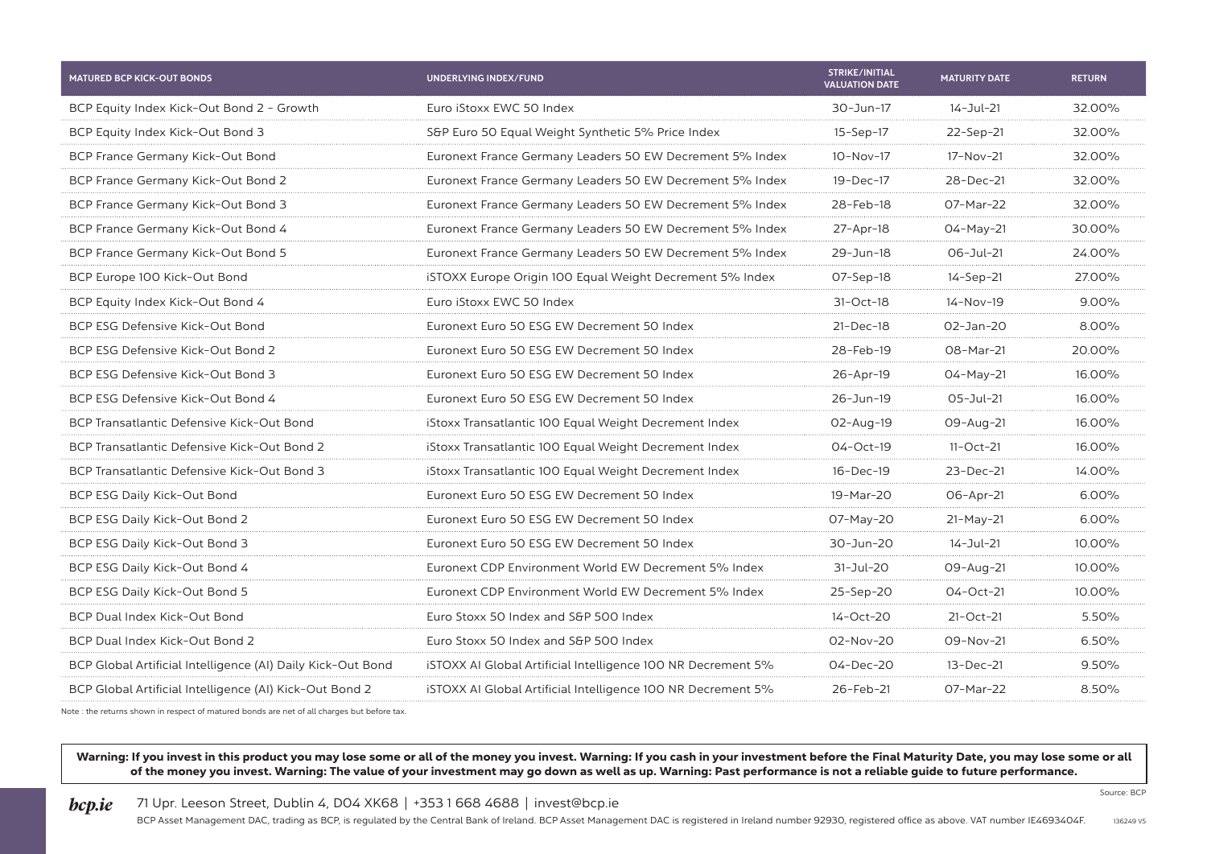| MATURED BCP KICK-OUT BONDS | UNDERLYING INDEX/FUND | STRIKE/INITIAL VALUATION DATE | MATURITY DATE | RETURN |
|---|---|---|---|---|
| BCP Equity Index Kick-Out Bond 2 - Growth | Euro iStoxx EWC 50 Index | 30-Jun-17 | 14-Jul-21 | 32.00% |
| BCP Equity Index Kick-Out Bond 3 | S&P Euro 50 Equal Weight Synthetic 5% Price Index | 15-Sep-17 | 22-Sep-21 | 32.00% |
| BCP France Germany Kick-Out Bond | Euronext France Germany Leaders 50 EW Decrement 5% Index | 10-Nov-17 | 17-Nov-21 | 32.00% |
| BCP France Germany Kick-Out Bond 2 | Euronext France Germany Leaders 50 EW Decrement 5% Index | 19-Dec-17 | 28-Dec-21 | 32.00% |
| BCP France Germany Kick-Out Bond 3 | Euronext France Germany Leaders 50 EW Decrement 5% Index | 28-Feb-18 | 07-Mar-22 | 32.00% |
| BCP France Germany Kick-Out Bond 4 | Euronext France Germany Leaders 50 EW Decrement 5% Index | 27-Apr-18 | 04-May-21 | 30.00% |
| BCP France Germany Kick-Out Bond 5 | Euronext France Germany Leaders 50 EW Decrement 5% Index | 29-Jun-18 | 06-Jul-21 | 24.00% |
| BCP Europe 100 Kick-Out Bond | iSTOXX Europe Origin 100 Equal Weight Decrement 5% Index | 07-Sep-18 | 14-Sep-21 | 27.00% |
| BCP Equity Index Kick-Out Bond 4 | Euro iStoxx EWC 50 Index | 31-Oct-18 | 14-Nov-19 | 9.00% |
| BCP ESG Defensive Kick-Out Bond | Euronext Euro 50 ESG EW Decrement 50 Index | 21-Dec-18 | 02-Jan-20 | 8.00% |
| BCP ESG Defensive Kick-Out Bond 2 | Euronext Euro 50 ESG EW Decrement 50 Index | 28-Feb-19 | 08-Mar-21 | 20.00% |
| BCP ESG Defensive Kick-Out Bond 3 | Euronext Euro 50 ESG EW Decrement 50 Index | 26-Apr-19 | 04-May-21 | 16.00% |
| BCP ESG Defensive Kick-Out Bond 4 | Euronext Euro 50 ESG EW Decrement 50 Index | 26-Jun-19 | 05-Jul-21 | 16.00% |
| BCP Transatlantic Defensive Kick-Out Bond | iStoxx Transatlantic 100 Equal Weight Decrement Index | 02-Aug-19 | 09-Aug-21 | 16.00% |
| BCP Transatlantic Defensive Kick-Out Bond 2 | iStoxx Transatlantic 100 Equal Weight Decrement Index | 04-Oct-19 | 11-Oct-21 | 16.00% |
| BCP Transatlantic Defensive Kick-Out Bond 3 | iStoxx Transatlantic 100 Equal Weight Decrement Index | 16-Dec-19 | 23-Dec-21 | 14.00% |
| BCP ESG Daily Kick-Out Bond | Euronext Euro 50 ESG EW Decrement 50 Index | 19-Mar-20 | 06-Apr-21 | 6.00% |
| BCP ESG Daily Kick-Out Bond 2 | Euronext Euro 50 ESG EW Decrement 50 Index | 07-May-20 | 21-May-21 | 6.00% |
| BCP ESG Daily Kick-Out Bond 3 | Euronext Euro 50 ESG EW Decrement 50 Index | 30-Jun-20 | 14-Jul-21 | 10.00% |
| BCP ESG Daily Kick-Out Bond 4 | Euronext CDP Environment World EW Decrement 5% Index | 31-Jul-20 | 09-Aug-21 | 10.00% |
| BCP ESG Daily Kick-Out Bond 5 | Euronext CDP Environment World EW Decrement 5% Index | 25-Sep-20 | 04-Oct-21 | 10.00% |
| BCP Dual Index Kick-Out Bond | Euro Stoxx 50 Index and S&P 500 Index | 14-Oct-20 | 21-Oct-21 | 5.50% |
| BCP Dual Index Kick-Out Bond 2 | Euro Stoxx 50 Index and S&P 500 Index | 02-Nov-20 | 09-Nov-21 | 6.50% |
| BCP Global Artificial Intelligence (AI) Daily Kick-Out Bond | iSTOXX AI Global Artificial Intelligence 100 NR Decrement 5% | 04-Dec-20 | 13-Dec-21 | 9.50% |
| BCP Global Artificial Intelligence (AI) Kick-Out Bond 2 | iSTOXX AI Global Artificial Intelligence 100 NR Decrement 5% | 26-Feb-21 | 07-Mar-22 | 8.50% |

Note : the returns shown in respect of matured bonds are net of all charges but before tax.

**Warning: If you invest in this product you may lose some or all of the money you invest. Warning: If you cash in your investment before the Final Maturity Date, you may lose some or all of the money you invest. Warning: The value of your investment may go down as well as up. Warning: Past performance is not a reliable guide to future performance.**

Source: BCP

*bcp.ie* 71 Upr. Leeson Street, Dublin 4, D04 XK68 | +353 1 668 4688 | invest@bcp.ie

BCP Asset Management DAC, trading as BCP, is regulated by the Central Bank of Ireland. BCP Asset Management DAC is registered in Ireland number 92930, registered office as above. VAT number IE4693404F. 136249 VS